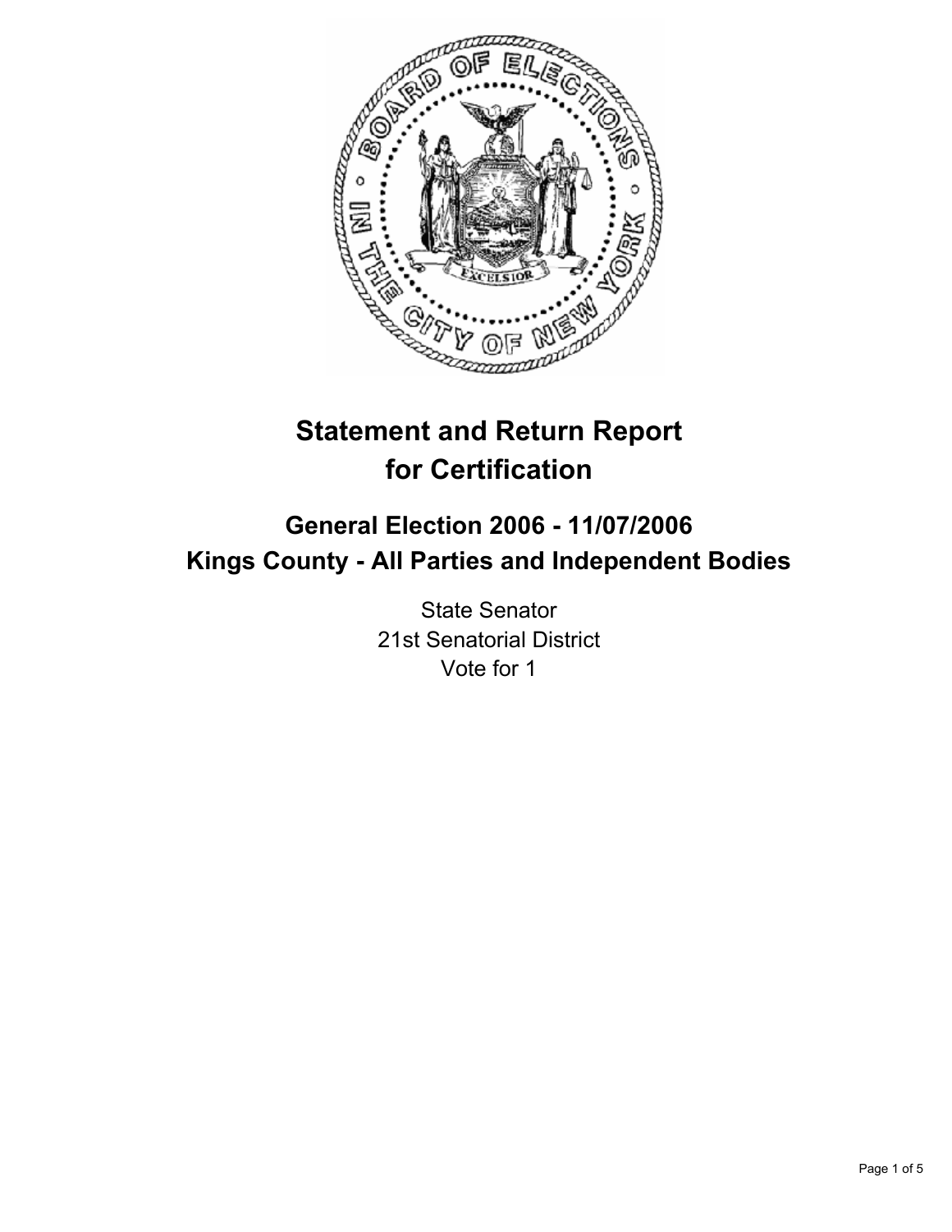# Statement and Return Report for Certification

## General Election 2006 - 11/07/2006
## Kings County - All Parties and Independent Bodies

State Senator
21st Senatorial District
Vote for 1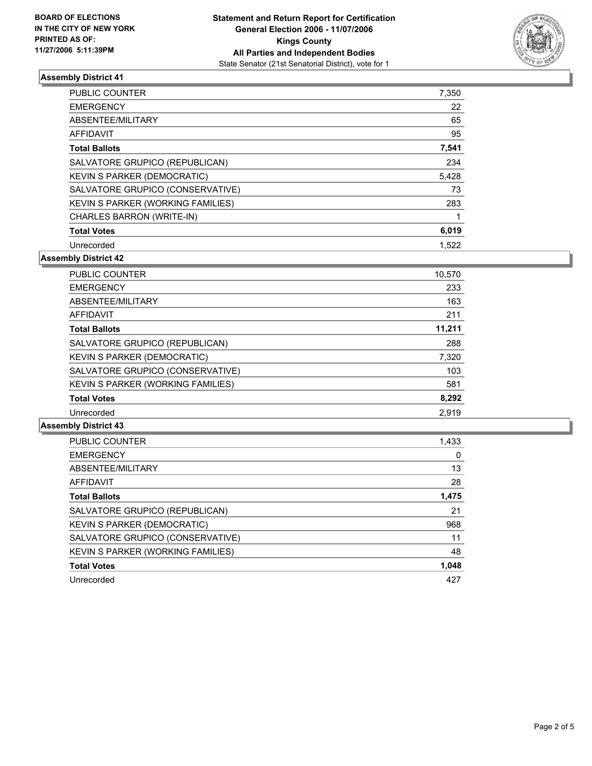**BOARD OF ELECTIONS IN THE CITY OF NEW YORK PRINTED AS OF: 11/27/2006 5:11:39PM**

**Statement and Return Report for Certification**
**General Election 2006 - 11/07/2006**
**Kings County**
**All Parties and Independent Bodies**
State Senator (21st Senatorial District), vote for 1

### Assembly District 41

| | |
|---|---|
| PUBLIC COUNTER | 7,350 |
| EMERGENCY | 22 |
| ABSENTEE/MILITARY | 65 |
| AFFIDAVIT | 95 |
| **Total Ballots** | **7,541** |
| SALVATORE GRUPICO (REPUBLICAN) | 234 |
| KEVIN S PARKER (DEMOCRATIC) | 5,428 |
| SALVATORE GRUPICO (CONSERVATIVE) | 73 |
| KEVIN S PARKER (WORKING FAMILIES) | 283 |
| CHARLES BARRON (WRITE-IN) | 1 |
| **Total Votes** | **6,019** |
| Unrecorded | 1,522 |

### Assembly District 42

| | |
|---|---|
| PUBLIC COUNTER | 10,570 |
| EMERGENCY | 233 |
| ABSENTEE/MILITARY | 163 |
| AFFIDAVIT | 211 |
| **Total Ballots** | **11,211** |
| SALVATORE GRUPICO (REPUBLICAN) | 288 |
| KEVIN S PARKER (DEMOCRATIC) | 7,320 |
| SALVATORE GRUPICO (CONSERVATIVE) | 103 |
| KEVIN S PARKER (WORKING FAMILIES) | 581 |
| **Total Votes** | **8,292** |
| Unrecorded | 2,919 |

### Assembly District 43

| | |
|---|---|
| PUBLIC COUNTER | 1,433 |
| EMERGENCY | 0 |
| ABSENTEE/MILITARY | 13 |
| AFFIDAVIT | 28 |
| **Total Ballots** | **1,475** |
| SALVATORE GRUPICO (REPUBLICAN) | 21 |
| KEVIN S PARKER (DEMOCRATIC) | 968 |
| SALVATORE GRUPICO (CONSERVATIVE) | 11 |
| KEVIN S PARKER (WORKING FAMILIES) | 48 |
| **Total Votes** | **1,048** |
| Unrecorded | 427 |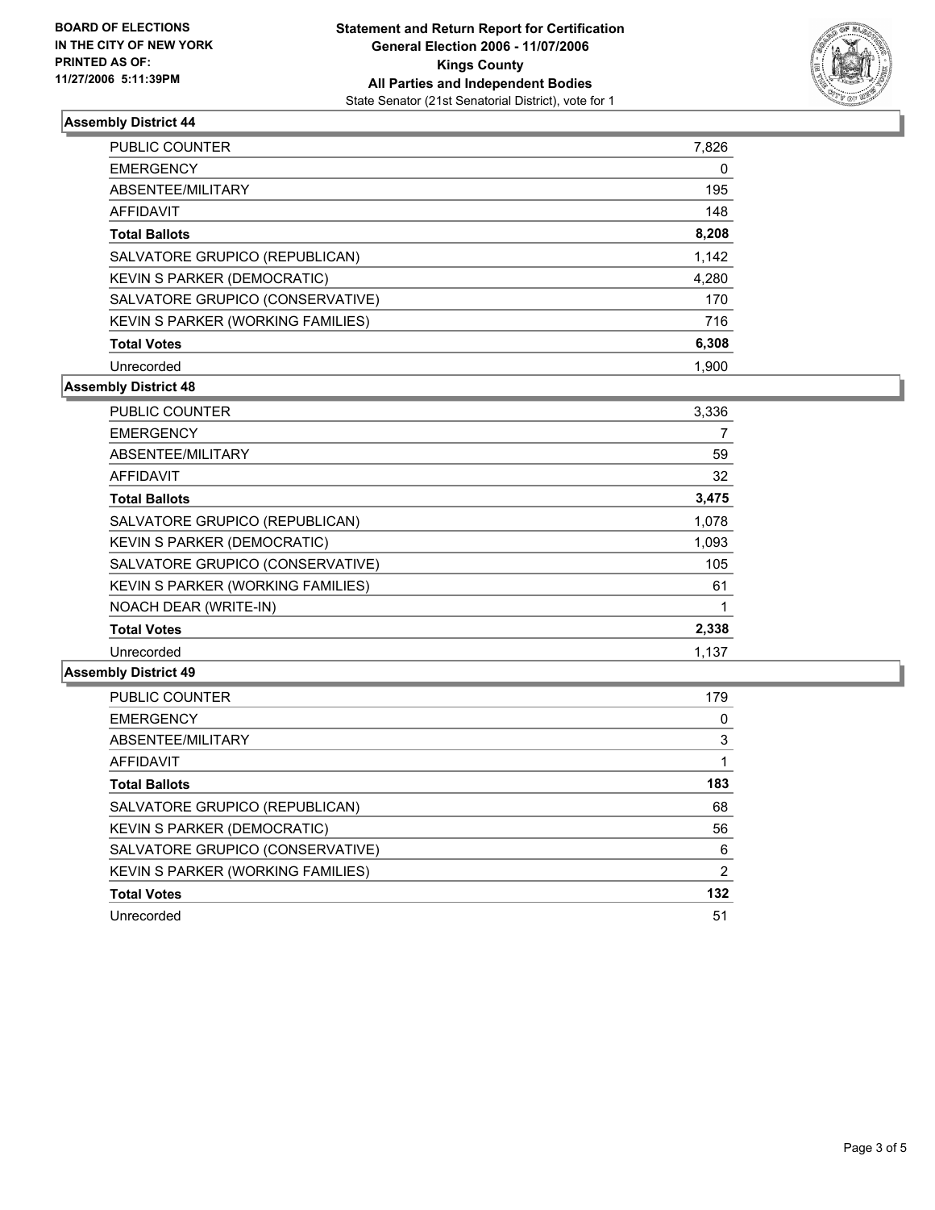**BOARD OF ELECTIONS IN THE CITY OF NEW YORK PRINTED AS OF: 11/27/2006 5:11:39PM**

# Statement and Return Report for Certification
## General Election 2006 - 11/07/2006
## Kings County
## All Parties and Independent Bodies
State Senator (21st Senatorial District), vote for 1

### Assembly District 44

| | |
|---|---|
| PUBLIC COUNTER | 7,826 |
| EMERGENCY | 0 |
| ABSENTEE/MILITARY | 195 |
| AFFIDAVIT | 148 |
| **Total Ballots** | **8,208** |
| SALVATORE GRUPICO (REPUBLICAN) | 1,142 |
| KEVIN S PARKER (DEMOCRATIC) | 4,280 |
| SALVATORE GRUPICO (CONSERVATIVE) | 170 |
| KEVIN S PARKER (WORKING FAMILIES) | 716 |
| **Total Votes** | **6,308** |
| Unrecorded | 1,900 |

### Assembly District 48

| | |
|---|---|
| PUBLIC COUNTER | 3,336 |
| EMERGENCY | 7 |
| ABSENTEE/MILITARY | 59 |
| AFFIDAVIT | 32 |
| **Total Ballots** | **3,475** |
| SALVATORE GRUPICO (REPUBLICAN) | 1,078 |
| KEVIN S PARKER (DEMOCRATIC) | 1,093 |
| SALVATORE GRUPICO (CONSERVATIVE) | 105 |
| KEVIN S PARKER (WORKING FAMILIES) | 61 |
| NOACH DEAR (WRITE-IN) | 1 |
| **Total Votes** | **2,338** |
| Unrecorded | 1,137 |

### Assembly District 49

| | |
|---|---|
| PUBLIC COUNTER | 179 |
| EMERGENCY | 0 |
| ABSENTEE/MILITARY | 3 |
| AFFIDAVIT | 1 |
| **Total Ballots** | **183** |
| SALVATORE GRUPICO (REPUBLICAN) | 68 |
| KEVIN S PARKER (DEMOCRATIC) | 56 |
| SALVATORE GRUPICO (CONSERVATIVE) | 6 |
| KEVIN S PARKER (WORKING FAMILIES) | 2 |
| **Total Votes** | **132** |
| Unrecorded | 51 |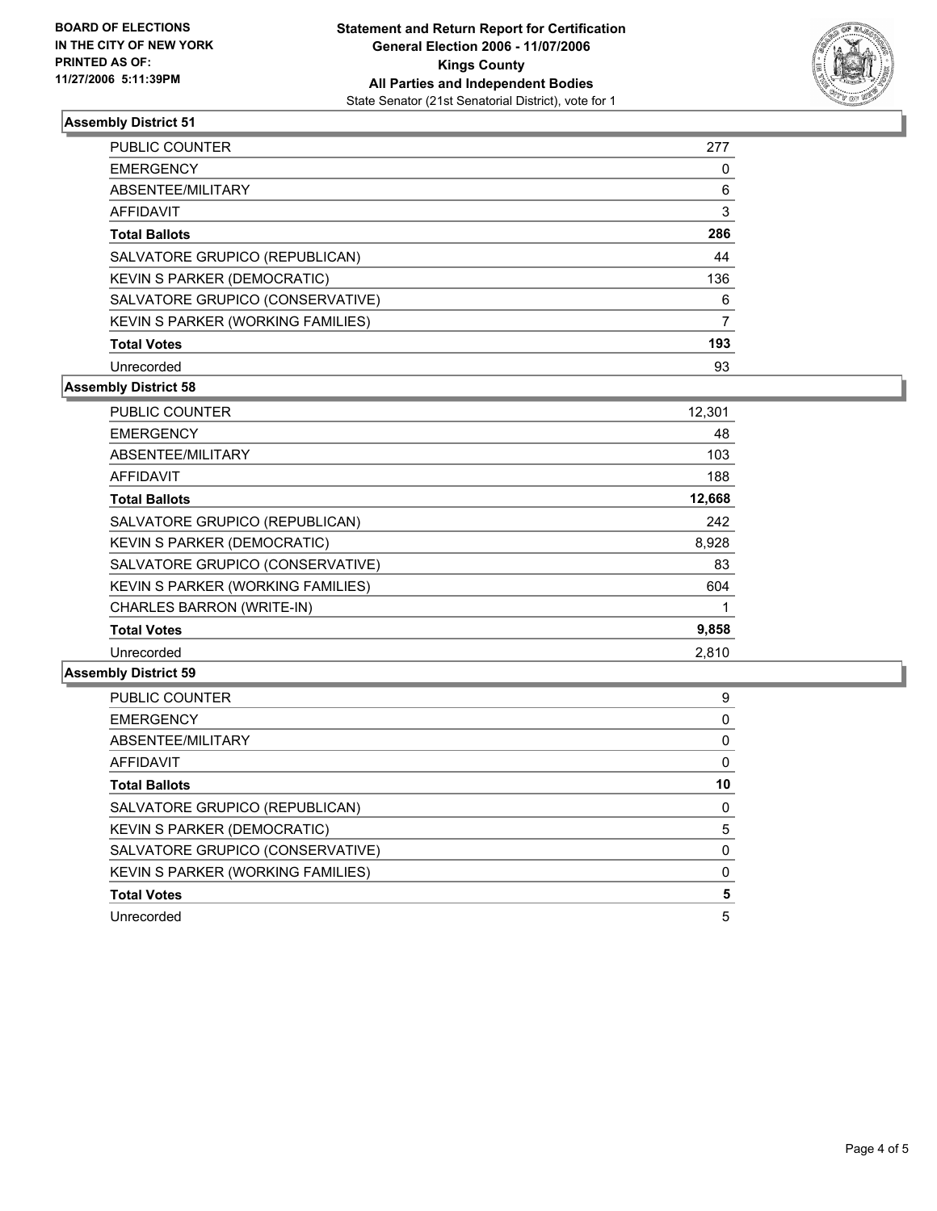**BOARD OF ELECTIONS IN THE CITY OF NEW YORK PRINTED AS OF: 11/27/2006 5:11:39PM**

**Statement and Return Report for Certification General Election 2006 - 11/07/2006 Kings County All Parties and Independent Bodies**

State Senator (21st Senatorial District), vote for 1

### Assembly District 51

| | |
|---|---|
| PUBLIC COUNTER | 277 |
| EMERGENCY | 0 |
| ABSENTEE/MILITARY | 6 |
| AFFIDAVIT | 3 |
| **Total Ballots** | **286** |
| SALVATORE GRUPICO (REPUBLICAN) | 44 |
| KEVIN S PARKER (DEMOCRATIC) | 136 |
| SALVATORE GRUPICO (CONSERVATIVE) | 6 |
| KEVIN S PARKER (WORKING FAMILIES) | 7 |
| **Total Votes** | **193** |
| Unrecorded | 93 |

### Assembly District 58

| | |
|---|---|
| PUBLIC COUNTER | 12,301 |
| EMERGENCY | 48 |
| ABSENTEE/MILITARY | 103 |
| AFFIDAVIT | 188 |
| **Total Ballots** | **12,668** |
| SALVATORE GRUPICO (REPUBLICAN) | 242 |
| KEVIN S PARKER (DEMOCRATIC) | 8,928 |
| SALVATORE GRUPICO (CONSERVATIVE) | 83 |
| KEVIN S PARKER (WORKING FAMILIES) | 604 |
| CHARLES BARRON (WRITE-IN) | 1 |
| **Total Votes** | **9,858** |
| Unrecorded | 2,810 |

### Assembly District 59

| | |
|---|---|
| PUBLIC COUNTER | 9 |
| EMERGENCY | 0 |
| ABSENTEE/MILITARY | 0 |
| AFFIDAVIT | 0 |
| **Total Ballots** | **10** |
| SALVATORE GRUPICO (REPUBLICAN) | 0 |
| KEVIN S PARKER (DEMOCRATIC) | 5 |
| SALVATORE GRUPICO (CONSERVATIVE) | 0 |
| KEVIN S PARKER (WORKING FAMILIES) | 0 |
| **Total Votes** | **5** |
| Unrecorded | 5 |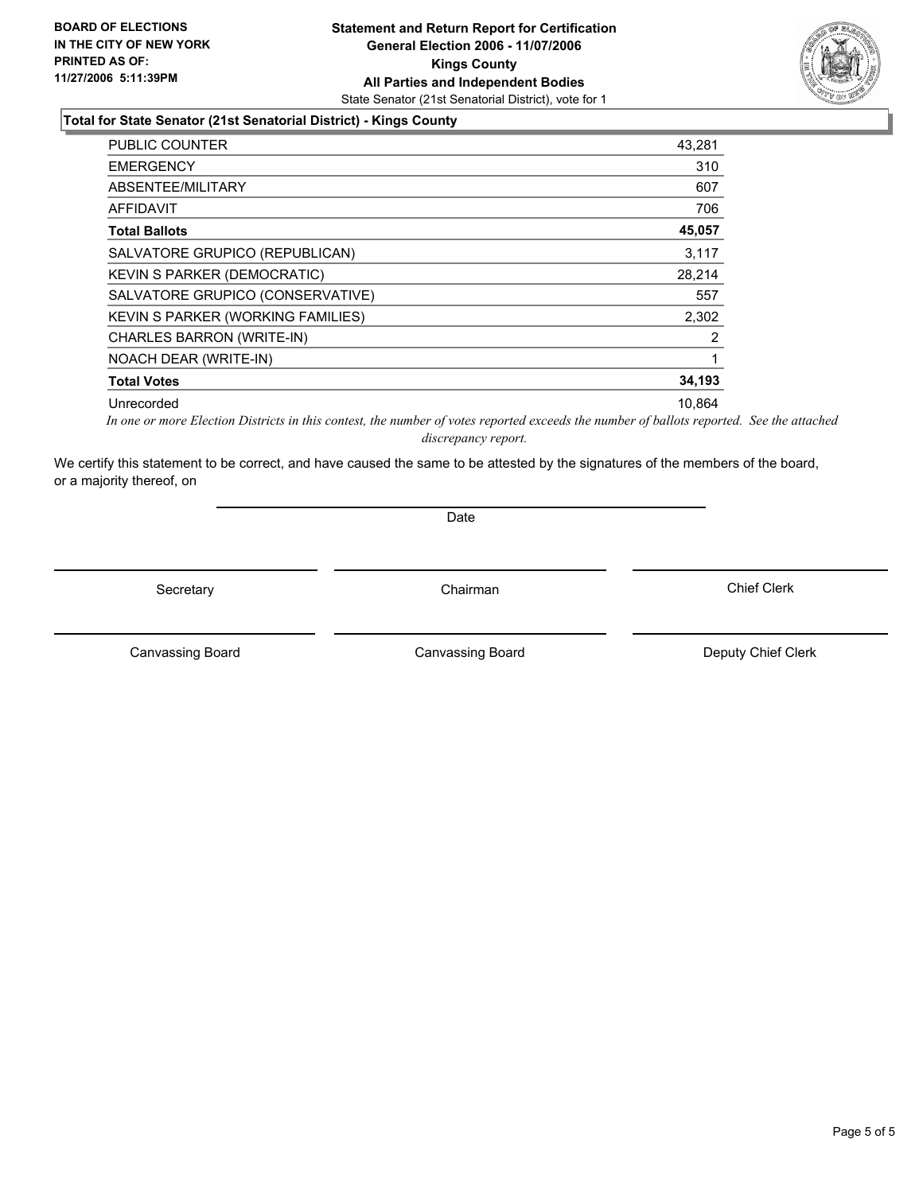**BOARD OF ELECTIONS IN THE CITY OF NEW YORK PRINTED AS OF: 11/27/2006 5:11:39PM**

**Statement and Return Report for Certification**
**General Election 2006 - 11/07/2006**
**Kings County**
**All Parties and Independent Bodies**
State Senator (21st Senatorial District), vote for 1

### Total for State Senator (21st Senatorial District) - Kings County

| | |
|---|---|
| PUBLIC COUNTER | 43,281 |
| EMERGENCY | 310 |
| ABSENTEE/MILITARY | 607 |
| AFFIDAVIT | 706 |
| **Total Ballots** | **45,057** |
| SALVATORE GRUPICO (REPUBLICAN) | 3,117 |
| KEVIN S PARKER (DEMOCRATIC) | 28,214 |
| SALVATORE GRUPICO (CONSERVATIVE) | 557 |
| KEVIN S PARKER (WORKING FAMILIES) | 2,302 |
| CHARLES BARRON (WRITE-IN) | 2 |
| NOACH DEAR (WRITE-IN) | 1 |
| **Total Votes** | **34,193** |
| Unrecorded | 10,864 |

*In one or more Election Districts in this contest, the number of votes reported exceeds the number of ballots reported. See the attached discrepancy report.*

We certify this statement to be correct, and have caused the same to be attested by the signatures of the members of the board, or a majority thereof, on

Date

Secretary

Chairman

Chief Clerk

Canvassing Board

Canvassing Board

Deputy Chief Clerk